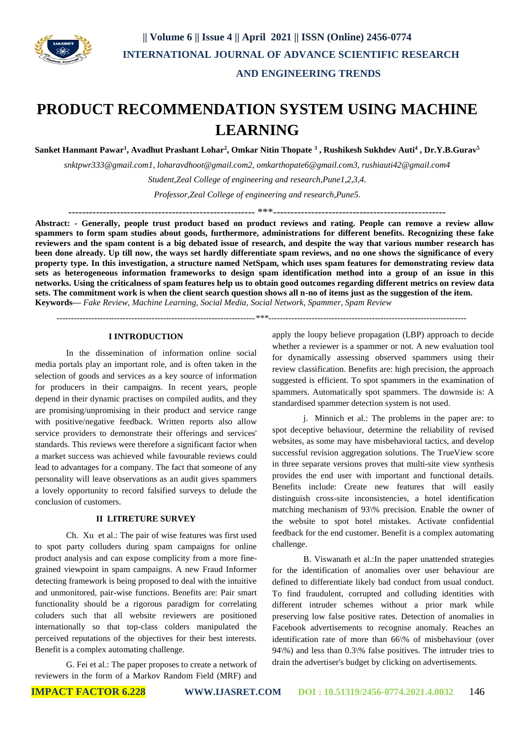# PRODUCT RECOMMENDATION SYSTEM USING MACHINE LEARNING

**Sanket Hanmant Pawar[1], Avadhut Prashant Lohar[2], Omkar Nitin Thopate [3], Rushikesh Sukhdev Auti[4], Dr.Y.B.Gurav[5]**

*snktpwr333@gmail.com1, loharavdhoot@gmail.com2, omkarthopate6@gmail.com3, rushiauti42@gmail.com4*

*Student,Zeal College of engineering and research,Pune1,2,3,4.*

*Professor,Zeal College of engineering and research,Pune5.*

---

**Abstract: - Generally, people trust product based on product reviews and rating. People can remove a review allow spammers to form spam studies about goods, furthermore, administrations for different benefits. Recognizing these fake reviewers and the spam content is a big debated issue of research, and despite the way that various number research has been done already. Up till now, the ways set hardly differentiate spam reviews, and no one shows the significance of every property type. In this investigation, a structure named NetSpam, which uses spam features for demonstrating review data sets as heterogeneous information frameworks to design spam identification method into a group of an issue in this networks. Using the criticalness of spam features help us to obtain good outcomes regarding different metrics on review data sets. The commitment work is when the client search question shows all n-no of items just as the suggestion of the item.**

**Keywords—** *Fake Review, Machine Learning, Social Media, Social Network, Spammer, Spam Review*

---

## I INTRODUCTION

In the dissemination of information online social media portals play an important role, and is often taken in the selection of goods and services as a key source of information for producers in their campaigns. In recent years, people depend in their dynamic practises on compiled audits, and they are promising/unpromising in their product and service range with positive/negative feedback. Written reports also allow service providers to demonstrate their offerings and services' standards. This reviews were therefore a significant factor when a market success was achieved while favourable reviews could lead to advantages for a company. The fact that someone of any personality will leave observations as an audit gives spammers a lovely opportunity to record falsified surveys to delude the conclusion of customers.

## II LITRETURE SURVEY

Ch. Xu et al.: The pair of wise features was first used to spot party colluders during spam campaigns for online product analysis and can expose complicity from a more fine-grained viewpoint in spam campaigns. A new Fraud Informer detecting framework is being proposed to deal with the intuitive and unmonitored, pair-wise functions. Benefits are: Pair smart functionality should be a rigorous paradigm for correlating coluders such that all website reviewers are positioned internationally so that top-class colders manipulated the perceived reputations of the objectives for their best interests. Benefit is a complex automating challenge.

G. Fei et al.: The paper proposes to create a network of reviewers in the form of a Markov Random Field (MRF) and apply the loopy believe propagation (LBP) approach to decide whether a reviewer is a spammer or not. A new evaluation tool for dynamically assessing observed spammers using the review classification. Benefits are: high precision, the approach suggested is efficient. To spot spammers in the examination of spammers. Automatically spot spammers. The downside is: A standardised spammer detection system is not used.

j. Minnich et al.: The problems in the paper are: to spot deceptive behaviour, determine the reliability of revised websites, as some may have misbehavioral tactics, and develop successful revision aggregation solutions. The TrueView score in three separate versions proves that multi-site view synthesis provides the end user with important and functional details. Benefits include: Create new features that will easily distinguish cross-site inconsistencies, a hotel identification matching mechanism of 93\% precision. Enable the owner of the website to spot hotel mistakes. Activate confidential feedback for the end customer. Benefit is a complex automating challenge.

B. Viswanath et al.:In the paper unattended strategies for the identification of anomalies over user behaviour are defined to differentiate likely bad conduct from usual conduct. To find fraudulent, corrupted and colluding identities with different intruder schemes without a prior mark while preserving low false positive rates. Detection of anomalies in Facebook advertisements to recognise anomaly. Reaches an identification rate of more than 66\% of misbehaviour (over 94\%) and less than 0.3\% false positives. The intruder tries to drain the advertiser's budget by clicking on advertisements.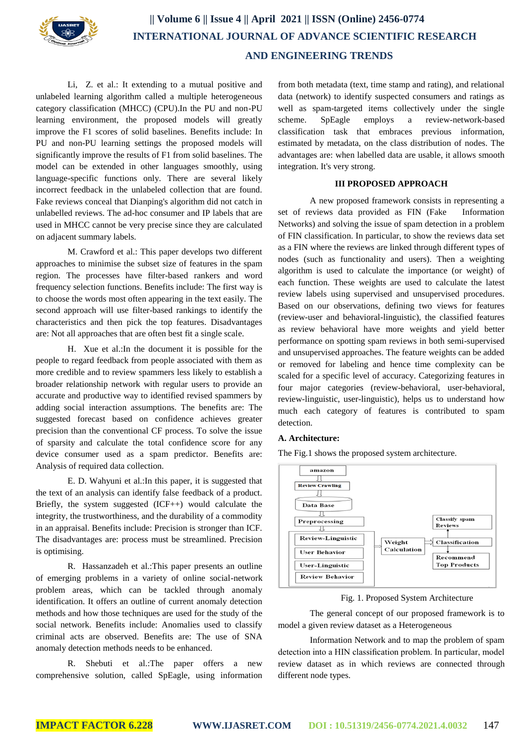Li, Z. et al.: It extending to a mutual positive and unlabeled learning algorithm called a multiple heterogeneous category classification (MHCC) (CPU).In the PU and non-PU learning environment, the proposed models will greatly improve the F1 scores of solid baselines. Benefits include: In PU and non-PU learning settings the proposed models will significantly improve the results of F1 from solid baselines. The model can be extended in other languages smoothly, using language-specific functions only. There are several likely incorrect feedback in the unlabeled collection that are found. Fake reviews conceal that Dianping's algorithm did not catch in unlabelled reviews. The ad-hoc consumer and IP labels that are used in MHCC cannot be very precise since they are calculated on adjacent summary labels.

M. Crawford et al.: This paper develops two different approaches to minimise the subset size of features in the spam region. The processes have filter-based rankers and word frequency selection functions. Benefits include: The first way is to choose the words most often appearing in the text easily. The second approach will use filter-based rankings to identify the characteristics and then pick the top features. Disadvantages are: Not all approaches that are often best fit a single scale.

H. Xue et al.:In the document it is possible for the people to regard feedback from people associated with them as more credible and to review spammers less likely to establish a broader relationship network with regular users to provide an accurate and productive way to identified revised spammers by adding social interaction assumptions. The benefits are: The suggested forecast based on confidence achieves greater precision than the conventional CF process. To solve the issue of sparsity and calculate the total confidence score for any device consumer used as a spam predictor. Benefits are: Analysis of required data collection.

E. D. Wahyuni et al.:In this paper, it is suggested that the text of an analysis can identify false feedback of a product. Briefly, the system suggested (ICF++) would calculate the integrity, the trustworthiness, and the durability of a commodity in an appraisal. Benefits include: Precision is stronger than ICF. The disadvantages are: process must be streamlined. Precision is optimising.

R. Hassanzadeh et al.:This paper presents an outline of emerging problems in a variety of online social-network problem areas, which can be tackled through anomaly identification. It offers an outline of current anomaly detection methods and how those techniques are used for the study of the social network. Benefits include: Anomalies used to classify criminal acts are observed. Benefits are: The use of SNA anomaly detection methods needs to be enhanced.

R. Shebuti et al.:The paper offers a new comprehensive solution, called SpEagle, using information from both metadata (text, time stamp and rating), and relational data (network) to identify suspected consumers and ratings as well as spam-targeted items collectively under the single scheme. SpEagle employs a review-network-based classification task that embraces previous information, estimated by metadata, on the class distribution of nodes. The advantages are: when labelled data are usable, it allows smooth integration. It's very strong.

## III PROPOSED APPROACH

A new proposed framework consists in representing a set of reviews data provided as FIN (Fake Information Networks) and solving the issue of spam detection in a problem of FIN classification. In particular, to show the reviews data set as a FIN where the reviews are linked through different types of nodes (such as functionality and users). Then a weighting algorithm is used to calculate the importance (or weight) of each function. These weights are used to calculate the latest review labels using supervised and unsupervised procedures. Based on our observations, defining two views for features (review-user and behavioral-linguistic), the classified features as review behavioral have more weights and yield better performance on spotting spam reviews in both semi-supervised and unsupervised approaches. The feature weights can be added or removed for labeling and hence time complexity can be scaled for a specific level of accuracy. Categorizing features in four major categories (review-behavioral, user-behavioral, review-linguistic, user-linguistic), helps us to understand how much each category of features is contributed to spam detection.

### A. Architecture:

The Fig.1 shows the proposed system architecture.

Fig. 1. Proposed System Architecture

The general concept of our proposed framework is to model a given review dataset as a Heterogeneous

Information Network and to map the problem of spam detection into a HIN classification problem. In particular, model review dataset as in which reviews are connected through different node types.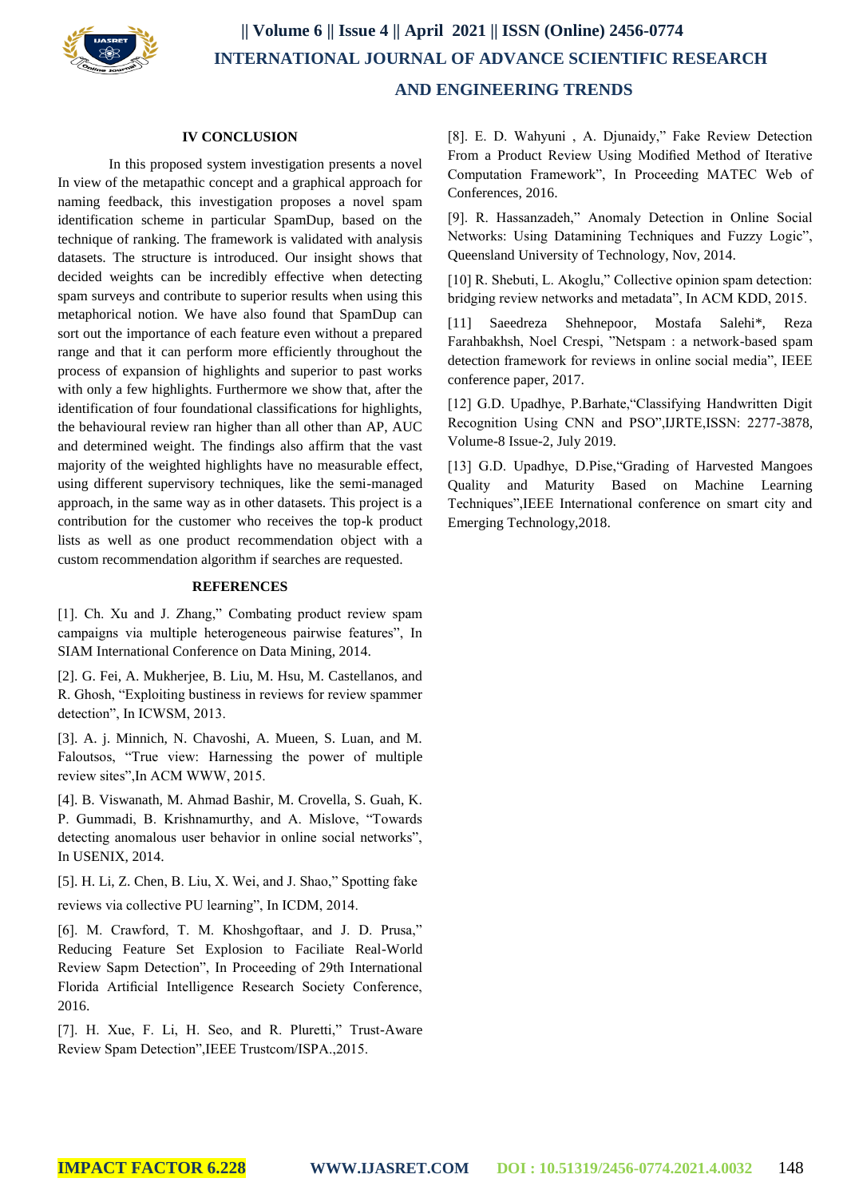## IV CONCLUSION

In this proposed system investigation presents a novel In view of the metapathic concept and a graphical approach for naming feedback, this investigation proposes a novel spam identification scheme in particular SpamDup, based on the technique of ranking. The framework is validated with analysis datasets. The structure is introduced. Our insight shows that decided weights can be incredibly effective when detecting spam surveys and contribute to superior results when using this metaphorical notion. We have also found that SpamDup can sort out the importance of each feature even without a prepared range and that it can perform more efficiently throughout the process of expansion of highlights and superior to past works with only a few highlights. Furthermore we show that, after the identification of four foundational classifications for highlights, the behavioural review ran higher than all other than AP, AUC and determined weight. The findings also affirm that the vast majority of the weighted highlights have no measurable effect, using different supervisory techniques, like the semi-managed approach, in the same way as in other datasets. This project is a contribution for the customer who receives the top-k product lists as well as one product recommendation object with a custom recommendation algorithm if searches are requested.

## REFERENCES

[1]. Ch. Xu and J. Zhang," Combating product review spam campaigns via multiple heterogeneous pairwise features", In SIAM International Conference on Data Mining, 2014.

[2]. G. Fei, A. Mukherjee, B. Liu, M. Hsu, M. Castellanos, and R. Ghosh, "Exploiting bustiness in reviews for review spammer detection", In ICWSM, 2013.

[3]. A. j. Minnich, N. Chavoshi, A. Mueen, S. Luan, and M. Faloutsos, "True view: Harnessing the power of multiple review sites",In ACM WWW, 2015.

[4]. B. Viswanath, M. Ahmad Bashir, M. Crovella, S. Guah, K. P. Gummadi, B. Krishnamurthy, and A. Mislove, "Towards detecting anomalous user behavior in online social networks", In USENIX, 2014.

[5]. H. Li, Z. Chen, B. Liu, X. Wei, and J. Shao," Spotting fake reviews via collective PU learning", In ICDM, 2014.

[6]. M. Crawford, T. M. Khoshgoftaar, and J. D. Prusa," Reducing Feature Set Explosion to Faciliate Real-World Review Sapm Detection", In Proceeding of 29th International Florida Artificial Intelligence Research Society Conference, 2016.

[7]. H. Xue, F. Li, H. Seo, and R. Pluretti," Trust-Aware Review Spam Detection",IEEE Trustcom/ISPA.,2015.

[8]. E. D. Wahyuni , A. Djunaidy," Fake Review Detection From a Product Review Using Modified Method of Iterative Computation Framework", In Proceeding MATEC Web of Conferences, 2016.

[9]. R. Hassanzadeh," Anomaly Detection in Online Social Networks: Using Datamining Techniques and Fuzzy Logic", Queensland University of Technology, Nov, 2014.

[10] R. Shebuti, L. Akoglu," Collective opinion spam detection: bridging review networks and metadata", In ACM KDD, 2015.

[11] Saeedreza Shehnepoor, Mostafa Salehi*, Reza Farahbakhsh, Noel Crespi, "Netspam : a network-based spam detection framework for reviews in online social media", IEEE conference paper, 2017.

[12] G.D. Upadhye, P.Barhate,"Classifying Handwritten Digit Recognition Using CNN and PSO",IJRTE,ISSN: 2277-3878, Volume-8 Issue-2, July 2019.

[13] G.D. Upadhye, D.Pise,"Grading of Harvested Mangoes Quality and Maturity Based on Machine Learning Techniques",IEEE International conference on smart city and Emerging Technology,2018.